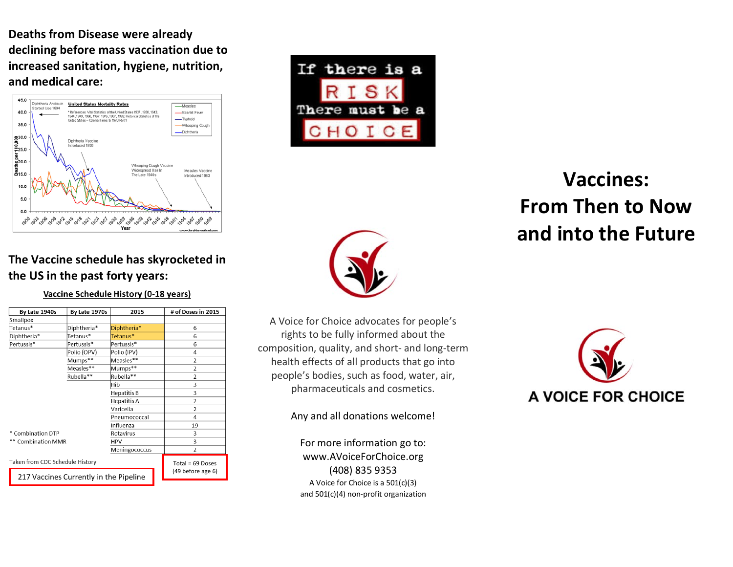## Deaths from Disease were already declining before mass vaccination due to increased sanitation, hygiene, nutrition, and medical care:

## The Vaccine schedule has skyrocketed in the US in the past forty years:

**Vaccine Schedule History (0-18 years)**

| By Late 1940s | By Late 1970s | 2015 | # of Doses in 2015 |
|---|---|---|---|
| Smallpox | | | |
| Tetanus* | Diphtheria* | Diphtheria* | 6 |
| Diphtheria* | Tetanus* | Tetanus* | 6 |
| Pertussis* | Pertussis* | Pertussis* | 6 |
| | Polio (OPV) | Polio (IPV) | 4 |
| | Mumps** | Measles** | 2 |
| | Measles** | Mumps** | 2 |
| | Rubella** | Rubella** | 2 |
| | | Hib | 3 |
| | | Hepatitis B | 3 |
| | | Hepatitis A | 2 |
| | | Varicella | 2 |
| | | Pneumococcal | 4 |
| | | Influenza | 19 |
| | | Rotavirus | 3 |
| | | HPV | 3 |
| | | Meningococcus | 2 |

\* Combination DTP
\*\* Combination MMR

Taken from CDC Schedule History

Total = 69 Doses (49 before age 6)

217 Vaccines Currently in the Pipeline

**If there is a RISK There must be a CHOICE**

A Voice for Choice advocates for people's rights to be fully informed about the composition, quality, and short- and long-term health effects of all products that go into people's bodies, such as food, water, air, pharmaceuticals and cosmetics.

Any and all donations welcome!

For more information go to:
www.AVoiceForChoice.org
(408) 835 9353
A Voice for Choice is a 501(c)(3) and 501(c)(4) non-profit organization

# Vaccines: From Then to Now and into the Future

**A VOICE FOR CHOICE**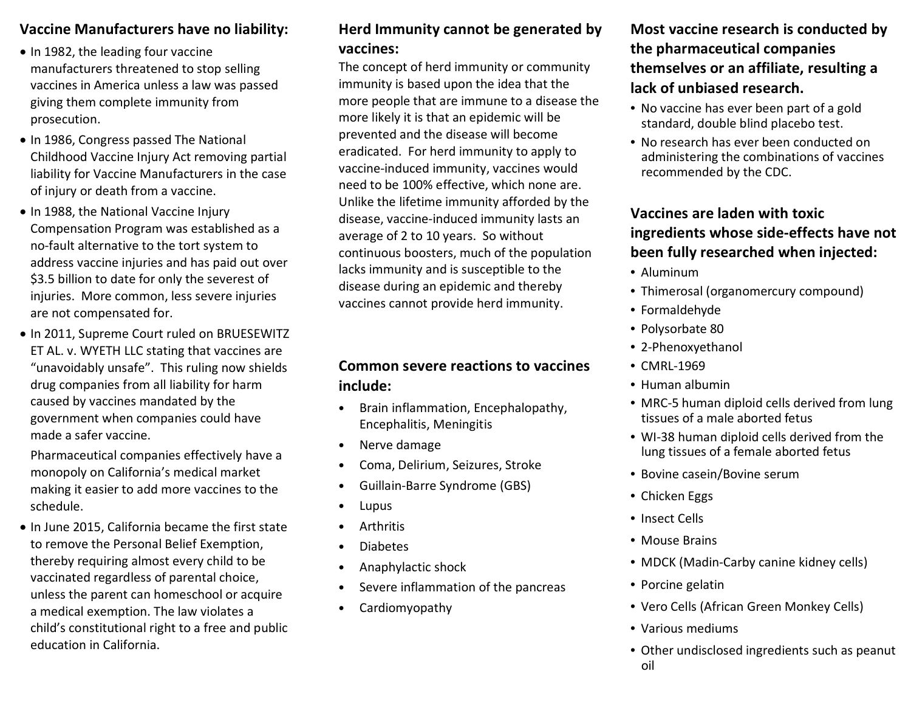## Vaccine Manufacturers have no liability:

- In 1982, the leading four vaccine manufacturers threatened to stop selling vaccines in America unless a law was passed giving them complete immunity from prosecution.
- In 1986, Congress passed The National Childhood Vaccine Injury Act removing partial liability for Vaccine Manufacturers in the case of injury or death from a vaccine.
- In 1988, the National Vaccine Injury Compensation Program was established as a no-fault alternative to the tort system to address vaccine injuries and has paid out over $3.5 billion to date for only the severest of injuries. More common, less severe injuries are not compensated for.
- In 2011, Supreme Court ruled on BRUESEWITZ ET AL. v. WYETH LLC stating that vaccines are "unavoidably unsafe". This ruling now shields drug companies from all liability for harm caused by vaccines mandated by the government when companies could have made a safer vaccine.

  Pharmaceutical companies effectively have a monopoly on California's medical market making it easier to add more vaccines to the schedule.
- In June 2015, California became the first state to remove the Personal Belief Exemption, thereby requiring almost every child to be vaccinated regardless of parental choice, unless the parent can homeschool or acquire a medical exemption. The law violates a child's constitutional right to a free and public education in California.

## Herd Immunity cannot be generated by vaccines:

The concept of herd immunity or community immunity is based upon the idea that the more people that are immune to a disease the more likely it is that an epidemic will be prevented and the disease will become eradicated. For herd immunity to apply to vaccine-induced immunity, vaccines would need to be 100% effective, which none are. Unlike the lifetime immunity afforded by the disease, vaccine-induced immunity lasts an average of 2 to 10 years. So without continuous boosters, much of the population lacks immunity and is susceptible to the disease during an epidemic and thereby vaccines cannot provide herd immunity.

## Common severe reactions to vaccines include:

- Brain inflammation, Encephalopathy, Encephalitis, Meningitis
- Nerve damage
- Coma, Delirium, Seizures, Stroke
- Guillain-Barre Syndrome (GBS)
- Lupus
- Arthritis
- Diabetes
- Anaphylactic shock
- Severe inflammation of the pancreas
- Cardiomyopathy

## Most vaccine research is conducted by the pharmaceutical companies themselves or an affiliate, resulting a lack of unbiased research.

- No vaccine has ever been part of a gold standard, double blind placebo test.
- No research has ever been conducted on administering the combinations of vaccines recommended by the CDC.

## Vaccines are laden with toxic ingredients whose side-effects have not been fully researched when injected:

- Aluminum
- Thimerosal (organomercury compound)
- Formaldehyde
- Polysorbate 80
- 2-Phenoxyethanol
- CMRL-1969
- Human albumin
- MRC-5 human diploid cells derived from lung tissues of a male aborted fetus
- WI-38 human diploid cells derived from the lung tissues of a female aborted fetus
- Bovine casein/Bovine serum
- Chicken Eggs
- Insect Cells
- Mouse Brains
- MDCK (Madin-Carby canine kidney cells)
- Porcine gelatin
- Vero Cells (African Green Monkey Cells)
- Various mediums
- Other undisclosed ingredients such as peanut oil